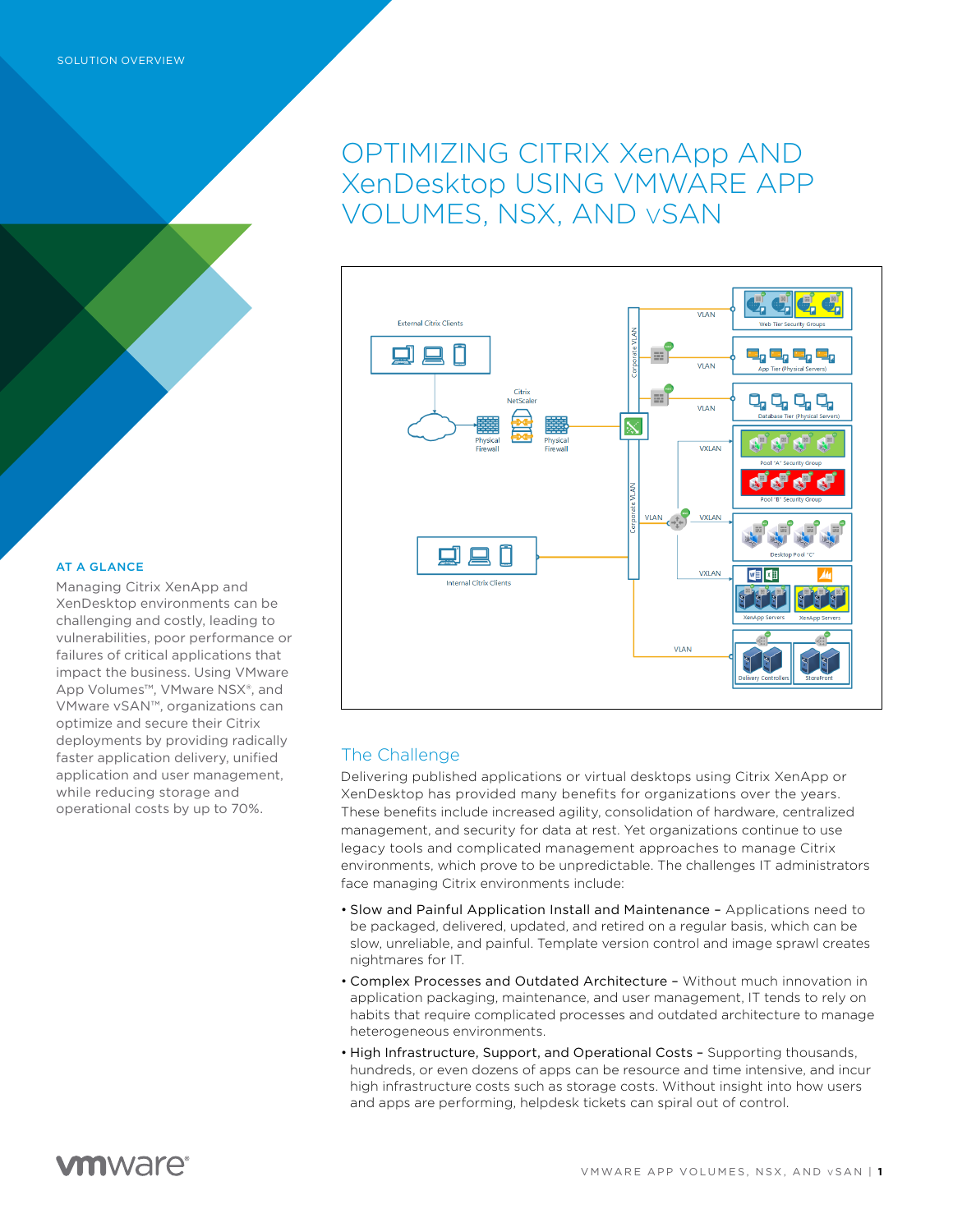SOLUTION OVERVIEW

# OPTIMIZING CITRIX XenApp AND XenDesktop USING VMWARE APP VOLUMES, NSX, AND vSAN

## AT A GLANCE

Managing Citrix XenApp and XenDesktop environments can be challenging and costly, leading to vulnerabilities, poor performance or failures of critical applications that impact the business. Using VMware App Volumes™, VMware NSX®, and VMware vSAN™, organizations can optimize and secure their Citrix deployments by providing radically faster application delivery, unified application and user management, while reducing storage and operational costs by up to 70%.

## The Challenge

Delivering published applications or virtual desktops using Citrix XenApp or XenDesktop has provided many benefits for organizations over the years. These benefits include increased agility, consolidation of hardware, centralized management, and security for data at rest. Yet organizations continue to use legacy tools and complicated management approaches to manage Citrix environments, which prove to be unpredictable. The challenges IT administrators face managing Citrix environments include:

- Slow and Painful Application Install and Maintenance – Applications need to be packaged, delivered, updated, and retired on a regular basis, which can be slow, unreliable, and painful. Template version control and image sprawl creates nightmares for IT.
- Complex Processes and Outdated Architecture – Without much innovation in application packaging, maintenance, and user management, IT tends to rely on habits that require complicated processes and outdated architecture to manage heterogeneous environments.
- High Infrastructure, Support, and Operational Costs – Supporting thousands, hundreds, or even dozens of apps can be resource and time intensive, and incur high infrastructure costs such as storage costs. Without insight into how users and apps are performing, helpdesk tickets can spiral out of control.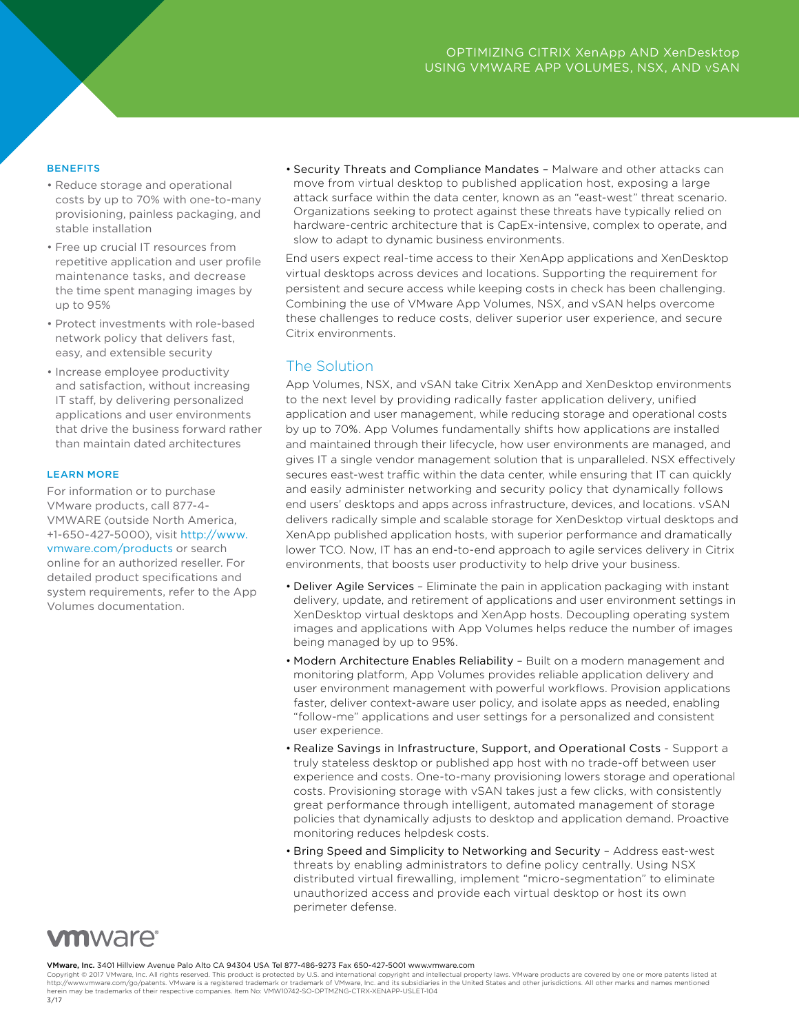## BENEFITS

- Reduce storage and operational costs by up to 70% with one-to-many provisioning, painless packaging, and stable installation
- Free up crucial IT resources from repetitive application and user profile maintenance tasks, and decrease the time spent managing images by up to 95%
- Protect investments with role-based network policy that delivers fast, easy, and extensible security
- Increase employee productivity and satisfaction, without increasing IT staff, by delivering personalized applications and user environments that drive the business forward rather than maintain dated architectures

## LEARN MORE

For information or to purchase VMware products, call 877-4-VMWARE (outside North America, +1-650-427-5000), visit http://www.vmware.com/products or search online for an authorized reseller. For detailed product specifications and system requirements, refer to the App Volumes documentation.

- Security Threats and Compliance Mandates – Malware and other attacks can move from virtual desktop to published application host, exposing a large attack surface within the data center, known as an "east-west" threat scenario. Organizations seeking to protect against these threats have typically relied on hardware-centric architecture that is CapEx-intensive, complex to operate, and slow to adapt to dynamic business environments.

End users expect real-time access to their XenApp applications and XenDesktop virtual desktops across devices and locations. Supporting the requirement for persistent and secure access while keeping costs in check has been challenging. Combining the use of VMware App Volumes, NSX, and vSAN helps overcome these challenges to reduce costs, deliver superior user experience, and secure Citrix environments.

## The Solution

App Volumes, NSX, and vSAN take Citrix XenApp and XenDesktop environments to the next level by providing radically faster application delivery, unified application and user management, while reducing storage and operational costs by up to 70%. App Volumes fundamentally shifts how applications are installed and maintained through their lifecycle, how user environments are managed, and gives IT a single vendor management solution that is unparalleled. NSX effectively secures east-west traffic within the data center, while ensuring that IT can quickly and easily administer networking and security policy that dynamically follows end users' desktops and apps across infrastructure, devices, and locations. vSAN delivers radically simple and scalable storage for XenDesktop virtual desktops and XenApp published application hosts, with superior performance and dramatically lower TCO. Now, IT has an end-to-end approach to agile services delivery in Citrix environments, that boosts user productivity to help drive your business.

- Deliver Agile Services – Eliminate the pain in application packaging with instant delivery, update, and retirement of applications and user environment settings in XenDesktop virtual desktops and XenApp hosts. Decoupling operating system images and applications with App Volumes helps reduce the number of images being managed by up to 95%.
- Modern Architecture Enables Reliability – Built on a modern management and monitoring platform, App Volumes provides reliable application delivery and user environment management with powerful workflows. Provision applications faster, deliver context-aware user policy, and isolate apps as needed, enabling "follow-me" applications and user settings for a personalized and consistent user experience.
- Realize Savings in Infrastructure, Support, and Operational Costs - Support a truly stateless desktop or published app host with no trade-off between user experience and costs. One-to-many provisioning lowers storage and operational costs. Provisioning storage with vSAN takes just a few clicks, with consistently great performance through intelligent, automated management of storage policies that dynamically adjusts to desktop and application demand. Proactive monitoring reduces helpdesk costs.
- Bring Speed and Simplicity to Networking and Security – Address east-west threats by enabling administrators to define policy centrally. Using NSX distributed virtual firewalling, implement "micro-segmentation" to eliminate unauthorized access and provide each virtual desktop or host its own perimeter defense.

**VMware, Inc.** 3401 Hillview Avenue Palo Alto CA 94304 USA Tel 877-486-9273 Fax 650-427-5001 www.vmware.com
Copyright © 2017 VMware, Inc. All rights reserved. This product is protected by U.S. and international copyright and intellectual property laws. VMware products are covered by one or more patents listed at http://www.vmware.com/go/patents. VMware is a registered trademark or trademark of VMware, Inc. and its subsidiaries in the United States and other jurisdictions. All other marks and names mentioned herein may be trademarks of their respective companies. Item No: VMW10742-SO-OPTMZNG-CTRX-XENAPP-USLET-104
3/17